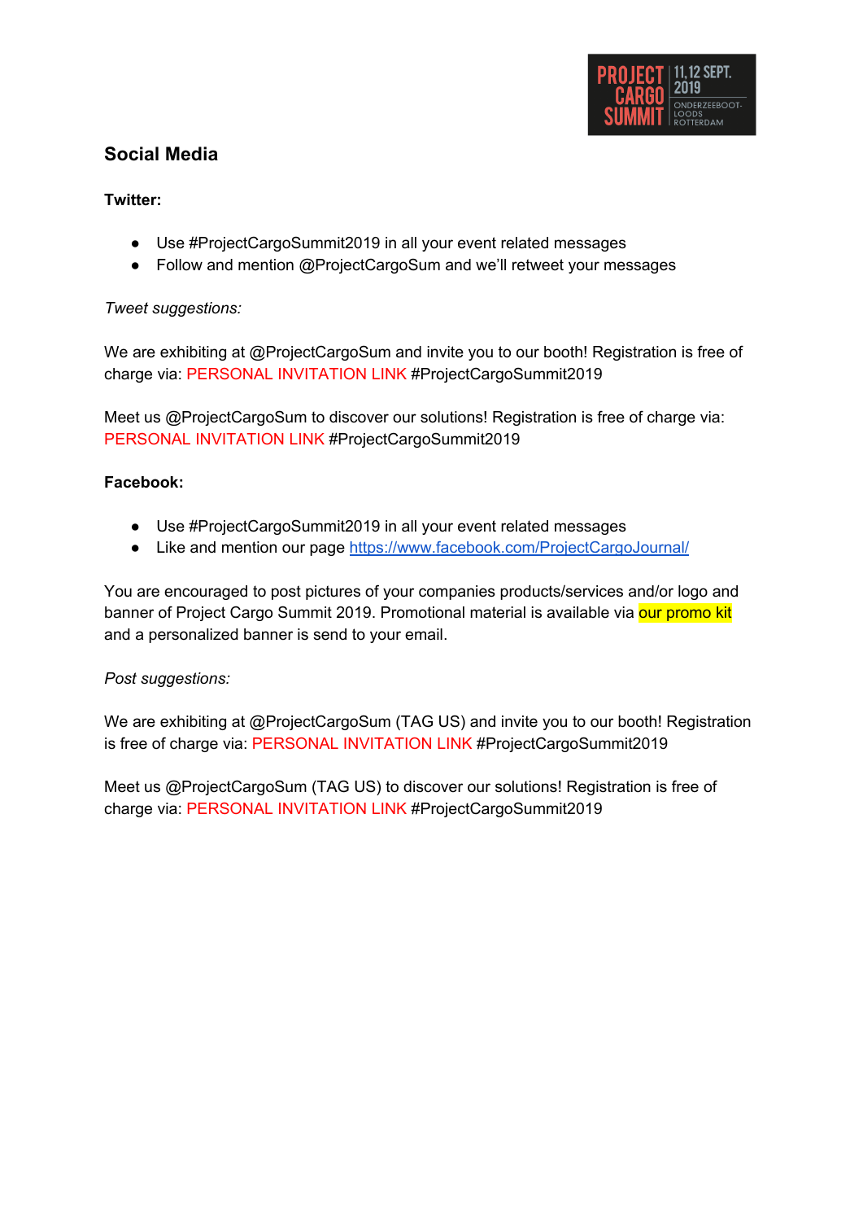PROJECT CARGO SUMMIT | 11,12 SEPT. 2019 | ONDERZEEBOOT-LOODS ROTTERDAM

## Social Media

**Twitter:**

- Use #ProjectCargoSummit2019 in all your event related messages
- Follow and mention @ProjectCargoSum and we'll retweet your messages

*Tweet suggestions:*

We are exhibiting at @ProjectCargoSum and invite you to our booth! Registration is free of charge via: PERSONAL INVITATION LINK #ProjectCargoSummit2019

Meet us @ProjectCargoSum to discover our solutions! Registration is free of charge via: PERSONAL INVITATION LINK #ProjectCargoSummit2019

**Facebook:**

- Use #ProjectCargoSummit2019 in all your event related messages
- Like and mention our page [https://www.facebook.com/ProjectCargoJournal/](https://www.facebook.com/ProjectCargoJournal/)

You are encouraged to post pictures of your companies products/services and/or logo and banner of Project Cargo Summit 2019. Promotional material is available via our promo kit and a personalized banner is send to your email.

*Post suggestions:*

We are exhibiting at @ProjectCargoSum (TAG US) and invite you to our booth! Registration is free of charge via: PERSONAL INVITATION LINK #ProjectCargoSummit2019

Meet us @ProjectCargoSum (TAG US) to discover our solutions! Registration is free of charge via: PERSONAL INVITATION LINK #ProjectCargoSummit2019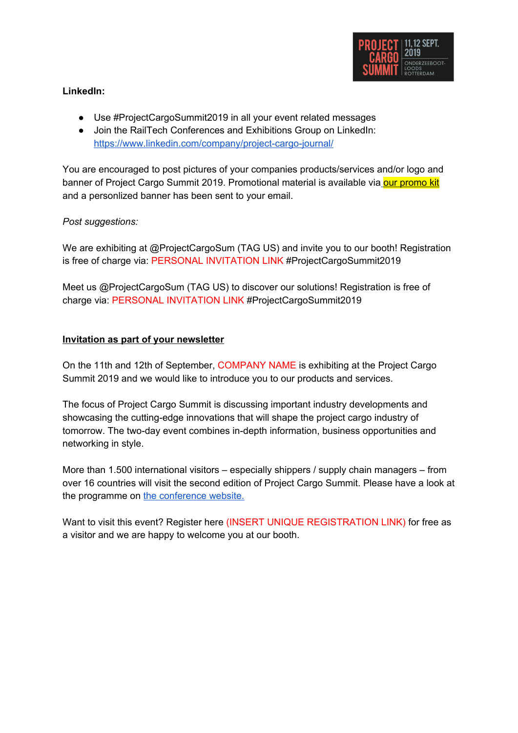**LinkedIn:**

- Use #ProjectCargoSummit2019 in all your event related messages
- Join the RailTech Conferences and Exhibitions Group on LinkedIn: https://www.linkedin.com/company/project-cargo-journal/

You are encouraged to post pictures of your companies products/services and/or logo and banner of Project Cargo Summit 2019. Promotional material is available via our promo kit and a personlized banner has been sent to your email.

*Post suggestions:*

We are exhibiting at @ProjectCargoSum (TAG US) and invite you to our booth! Registration is free of charge via: PERSONAL INVITATION LINK #ProjectCargoSummit2019

Meet us @ProjectCargoSum (TAG US) to discover our solutions! Registration is free of charge via: PERSONAL INVITATION LINK #ProjectCargoSummit2019

**Invitation as part of your newsletter**

On the 11th and 12th of September, COMPANY NAME is exhibiting at the Project Cargo Summit 2019 and we would like to introduce you to our products and services.

The focus of Project Cargo Summit is discussing important industry developments and showcasing the cutting-edge innovations that will shape the project cargo industry of tomorrow. The two-day event combines in-depth information, business opportunities and networking in style.

More than 1.500 international visitors – especially shippers / supply chain managers – from over 16 countries will visit the second edition of Project Cargo Summit. Please have a look at the programme on the conference website.

Want to visit this event? Register here (INSERT UNIQUE REGISTRATION LINK) for free as a visitor and we are happy to welcome you at our booth.